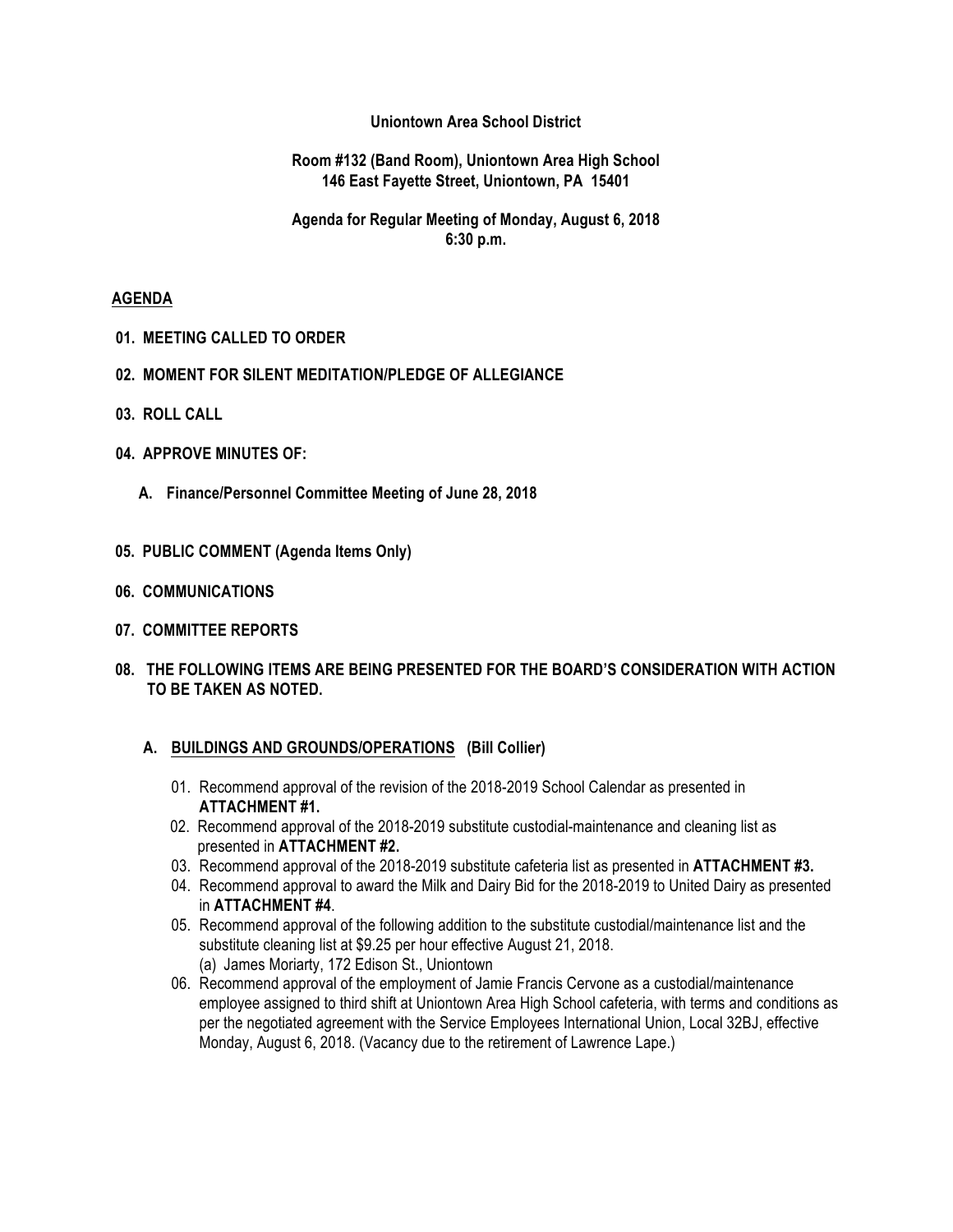**Uniontown Area School District**

**Room #132 (Band Room), Uniontown Area High School**
**146 East Fayette Street, Uniontown, PA 15401**

**Agenda for Regular Meeting of Monday, August 6, 2018**
**6:30 p.m.**

## AGENDA

**01. MEETING CALLED TO ORDER**

**02. MOMENT FOR SILENT MEDITATION/PLEDGE OF ALLEGIANCE**

**03. ROLL CALL**

**04. APPROVE MINUTES OF:**

**A. Finance/Personnel Committee Meeting of June 28, 2018**

**05. PUBLIC COMMENT (Agenda Items Only)**

**06. COMMUNICATIONS**

**07. COMMITTEE REPORTS**

**08. THE FOLLOWING ITEMS ARE BEING PRESENTED FOR THE BOARD'S CONSIDERATION WITH ACTION TO BE TAKEN AS NOTED.**

**A. BUILDINGS AND GROUNDS/OPERATIONS (Bill Collier)**

01. Recommend approval of the revision of the 2018-2019 School Calendar as presented in **ATTACHMENT #1.**
02. Recommend approval of the 2018-2019 substitute custodial-maintenance and cleaning list as presented in **ATTACHMENT #2.**
03. Recommend approval of the 2018-2019 substitute cafeteria list as presented in **ATTACHMENT #3.**
04. Recommend approval to award the Milk and Dairy Bid for the 2018-2019 to United Dairy as presented in **ATTACHMENT #4**.
05. Recommend approval of the following addition to the substitute custodial/maintenance list and the substitute cleaning list at $9.25 per hour effective August 21, 2018.
    (a) James Moriarty, 172 Edison St., Uniontown
06. Recommend approval of the employment of Jamie Francis Cervone as a custodial/maintenance employee assigned to third shift at Uniontown Area High School cafeteria, with terms and conditions as per the negotiated agreement with the Service Employees International Union, Local 32BJ, effective Monday, August 6, 2018. (Vacancy due to the retirement of Lawrence Lape.)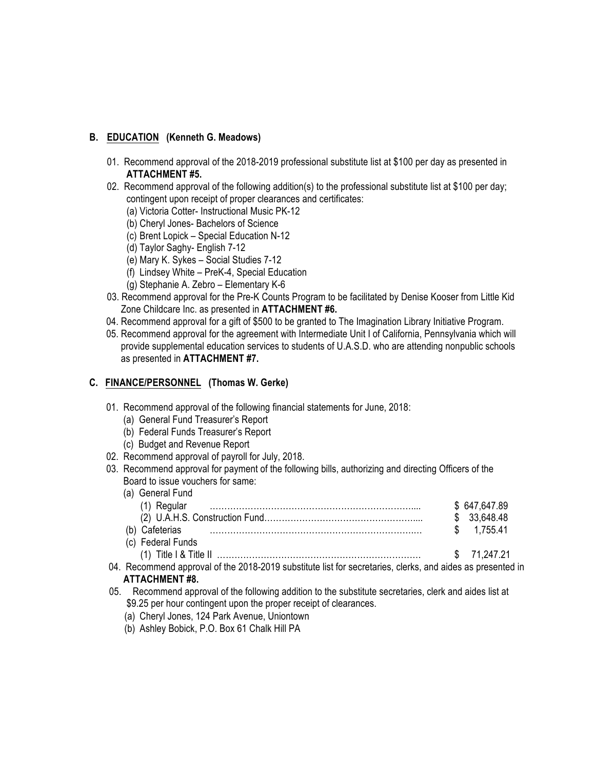## B. EDUCATION (Kenneth G. Meadows)

01. Recommend approval of the 2018-2019 professional substitute list at $100 per day as presented in **ATTACHMENT #5.**
02. Recommend approval of the following addition(s) to the professional substitute list at $100 per day; contingent upon receipt of proper clearances and certificates:
    - (a) Victoria Cotter- Instructional Music PK-12
    - (b) Cheryl Jones- Bachelors of Science
    - (c) Brent Lopick – Special Education N-12
    - (d) Taylor Saghy- English 7-12
    - (e) Mary K. Sykes – Social Studies 7-12
    - (f) Lindsey White – PreK-4, Special Education
    - (g) Stephanie A. Zebro – Elementary K-6
03. Recommend approval for the Pre-K Counts Program to be facilitated by Denise Kooser from Little Kid Zone Childcare Inc. as presented in **ATTACHMENT #6.**
04. Recommend approval for a gift of $500 to be granted to The Imagination Library Initiative Program.
05. Recommend approval for the agreement with Intermediate Unit I of California, Pennsylvania which will provide supplemental education services to students of U.A.S.D. who are attending nonpublic schools as presented in **ATTACHMENT #7.**

## C. FINANCE/PERSONNEL (Thomas W. Gerke)

01. Recommend approval of the following financial statements for June, 2018:
    - (a) General Fund Treasurer's Report
    - (b) Federal Funds Treasurer's Report
    - (c) Budget and Revenue Report
02. Recommend approval of payroll for July, 2018.
03. Recommend approval for payment of the following bills, authorizing and directing Officers of the Board to issue vouchers for same:
    - (a) General Fund
        - (1) Regular ………………………………………………………… $ 647,647.89
        - (2) U.A.H.S. Construction Fund………………………………… $ 33,648.48
    - (b) Cafeterias ………………………………………………………… $ 1,755.41
    - (c) Federal Funds
        - (1) Title I & Title II ………………………………………………… $ 71,247.21
04. Recommend approval of the 2018-2019 substitute list for secretaries, clerks, and aides as presented in **ATTACHMENT #8.**
05. Recommend approval of the following addition to the substitute secretaries, clerk and aides list at $9.25 per hour contingent upon the proper receipt of clearances.
    - (a) Cheryl Jones, 124 Park Avenue, Uniontown
    - (b) Ashley Bobick, P.O. Box 61 Chalk Hill PA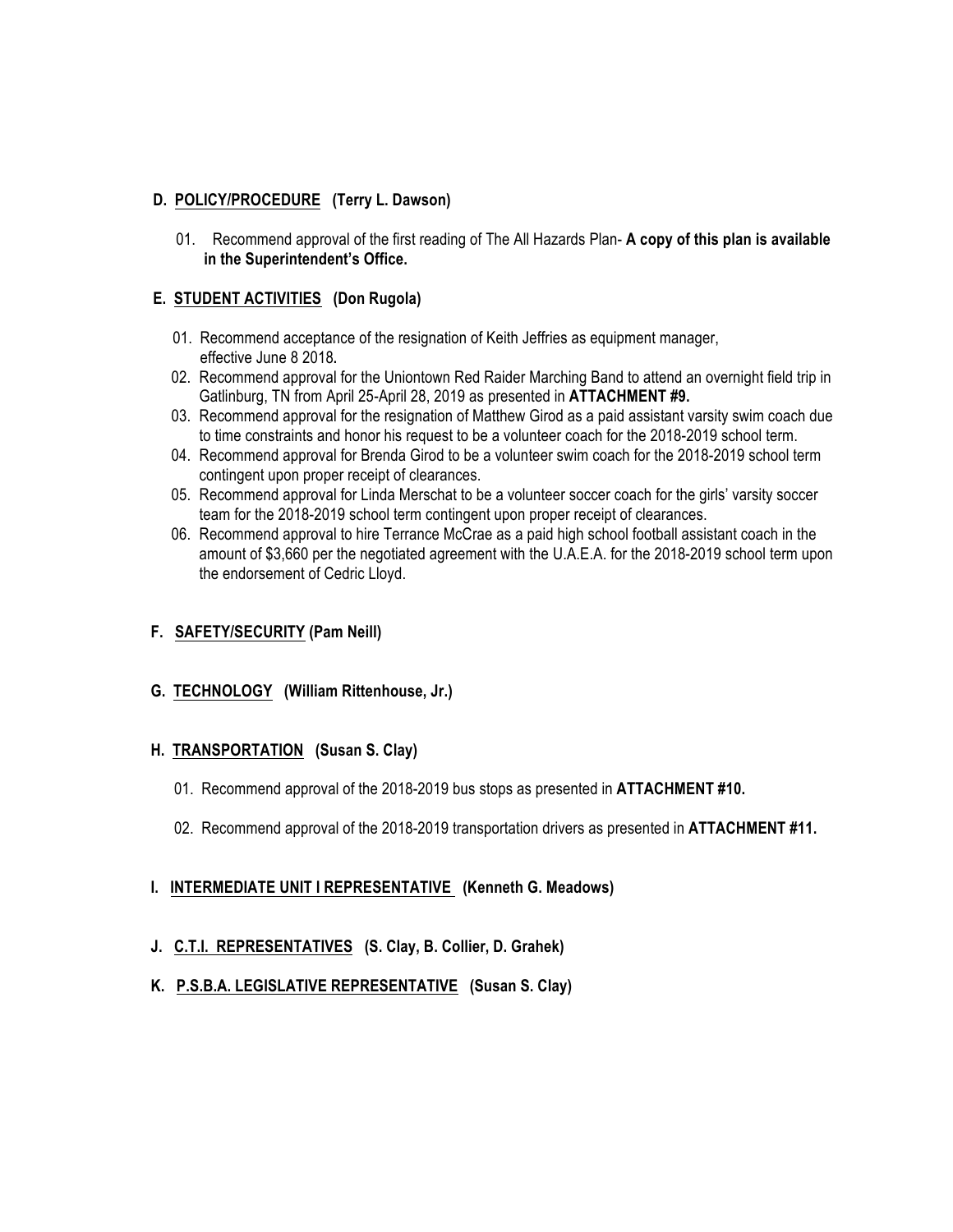**D. <u>POLICY/PROCEDURE</u> (Terry L. Dawson)**

01. Recommend approval of the first reading of The All Hazards Plan- **A copy of this plan is available in the Superintendent's Office.**

**E. <u>STUDENT ACTIVITIES</u> (Don Rugola)**

01. Recommend acceptance of the resignation of Keith Jeffries as equipment manager, effective June 8 2018**.**
02. Recommend approval for the Uniontown Red Raider Marching Band to attend an overnight field trip in Gatlinburg, TN from April 25-April 28, 2019 as presented in **ATTACHMENT #9.**
03. Recommend approval for the resignation of Matthew Girod as a paid assistant varsity swim coach due to time constraints and honor his request to be a volunteer coach for the 2018-2019 school term.
04. Recommend approval for Brenda Girod to be a volunteer swim coach for the 2018-2019 school term contingent upon proper receipt of clearances.
05. Recommend approval for Linda Merschat to be a volunteer soccer coach for the girls' varsity soccer team for the 2018-2019 school term contingent upon proper receipt of clearances.
06. Recommend approval to hire Terrance McCrae as a paid high school football assistant coach in the amount of $3,660 per the negotiated agreement with the U.A.E.A. for the 2018-2019 school term upon the endorsement of Cedric Lloyd.

**F. <u>SAFETY/SECURITY</u> (Pam Neill)**

**G. <u>TECHNOLOGY</u> (William Rittenhouse, Jr.)**

**H. <u>TRANSPORTATION</u> (Susan S. Clay)**

01. Recommend approval of the 2018-2019 bus stops as presented in **ATTACHMENT #10.**

02. Recommend approval of the 2018-2019 transportation drivers as presented in **ATTACHMENT #11.**

**I. <u>INTERMEDIATE UNIT I REPRESENTATIVE</u> (Kenneth G. Meadows)**

**J. <u>C.T.I. REPRESENTATIVES</u> (S. Clay, B. Collier, D. Grahek)**

**K. <u>P.S.B.A. LEGISLATIVE REPRESENTATIVE</u> (Susan S. Clay)**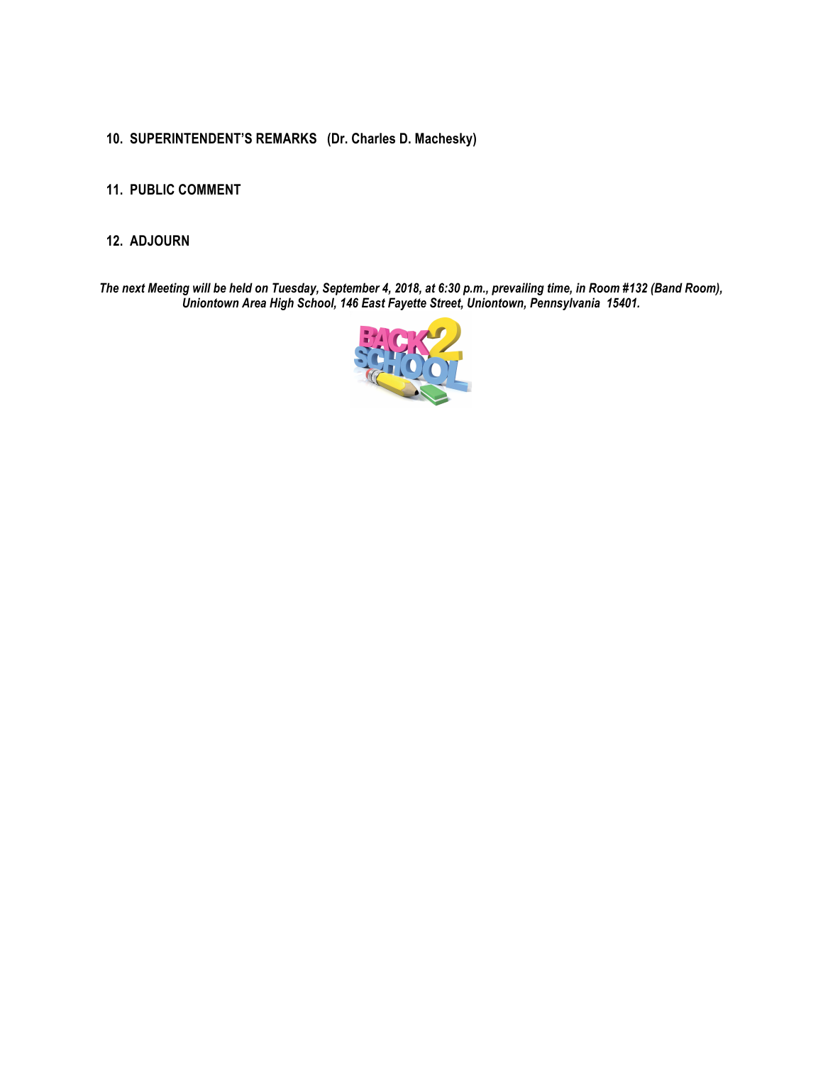**10. SUPERINTENDENT'S REMARKS (Dr. Charles D. Machesky)**

**11. PUBLIC COMMENT**

**12. ADJOURN**

***The next Meeting will be held on Tuesday, September 4, 2018, at 6:30 p.m., prevailing time, in Room #132 (Band Room), Uniontown Area High School, 146 East Fayette Street, Uniontown, Pennsylvania 15401.***